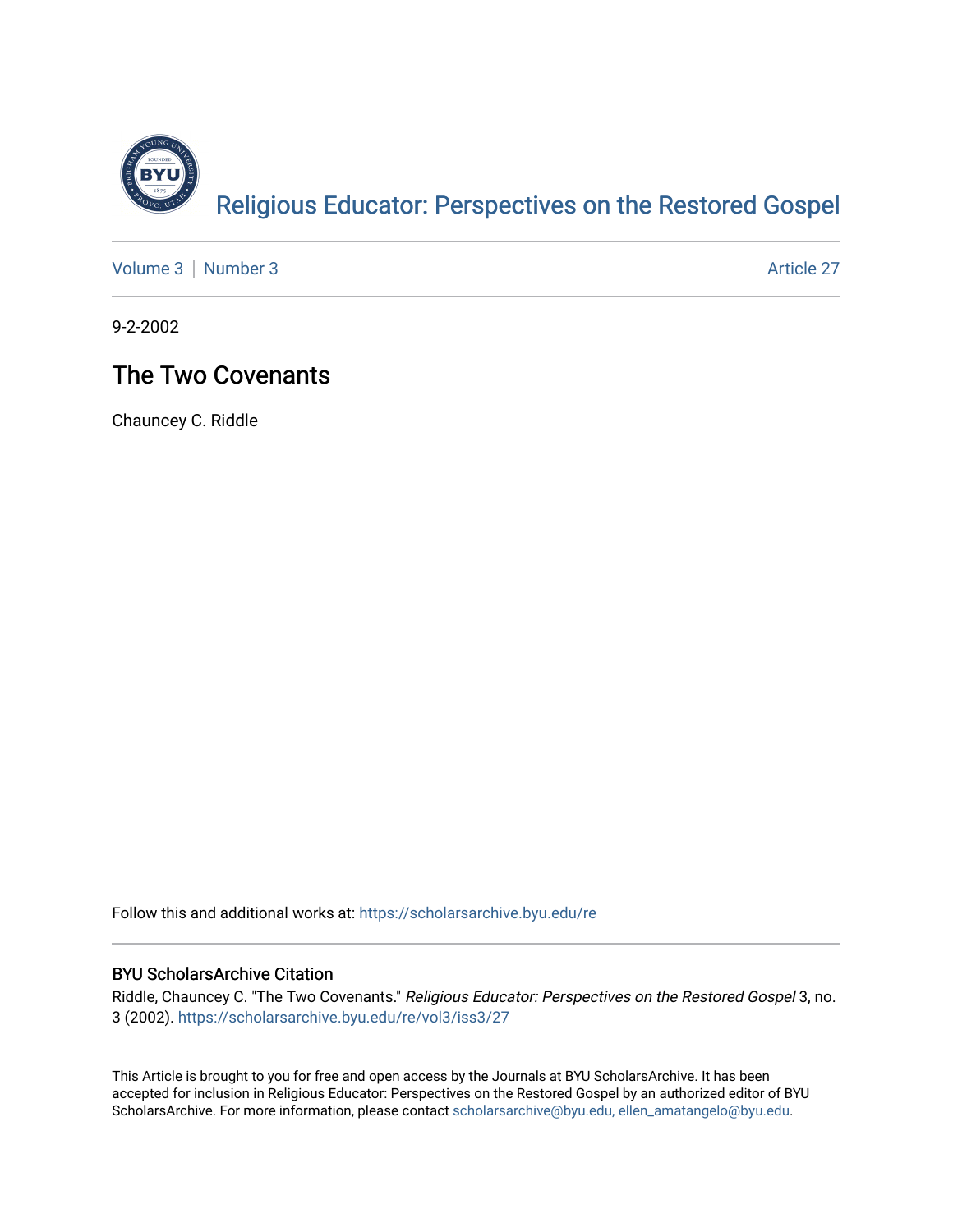[Religious Educator: Perspectives on the Restored Gospel](https://scholarsarchive.byu.edu/re)

Volume 3 | Number 3 — Article 27

9-2-2002

# The Two Covenants

Chauncey C. Riddle

Follow this and additional works at: https://scholarsarchive.byu.edu/re

## BYU ScholarsArchive Citation

Riddle, Chauncey C. "The Two Covenants." *Religious Educator: Perspectives on the Restored Gospel* 3, no. 3 (2002). https://scholarsarchive.byu.edu/re/vol3/iss3/27

This Article is brought to you for free and open access by the Journals at BYU ScholarsArchive. It has been accepted for inclusion in Religious Educator: Perspectives on the Restored Gospel by an authorized editor of BYU ScholarsArchive. For more information, please contact scholarsarchive@byu.edu, ellen_amatangelo@byu.edu.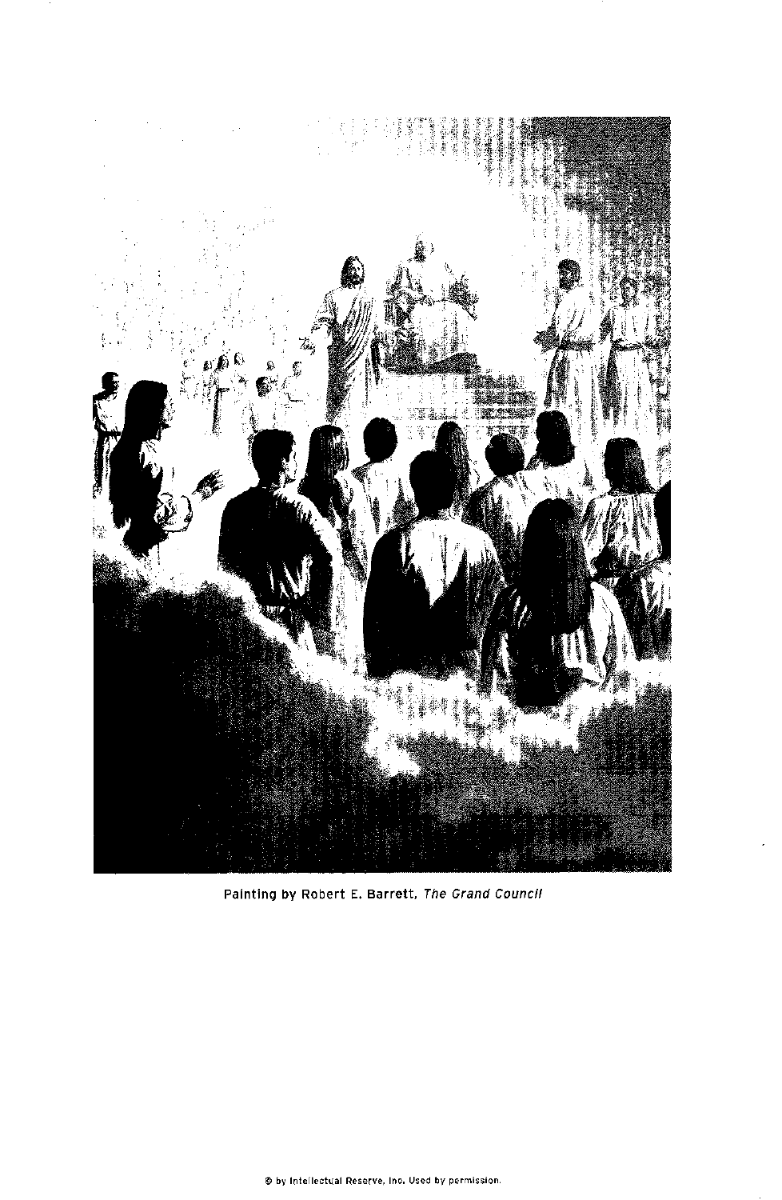Painting by Robert E. Barrett, *The Grand Council*

© by Intellectual Reserve, Inc. Used by permission.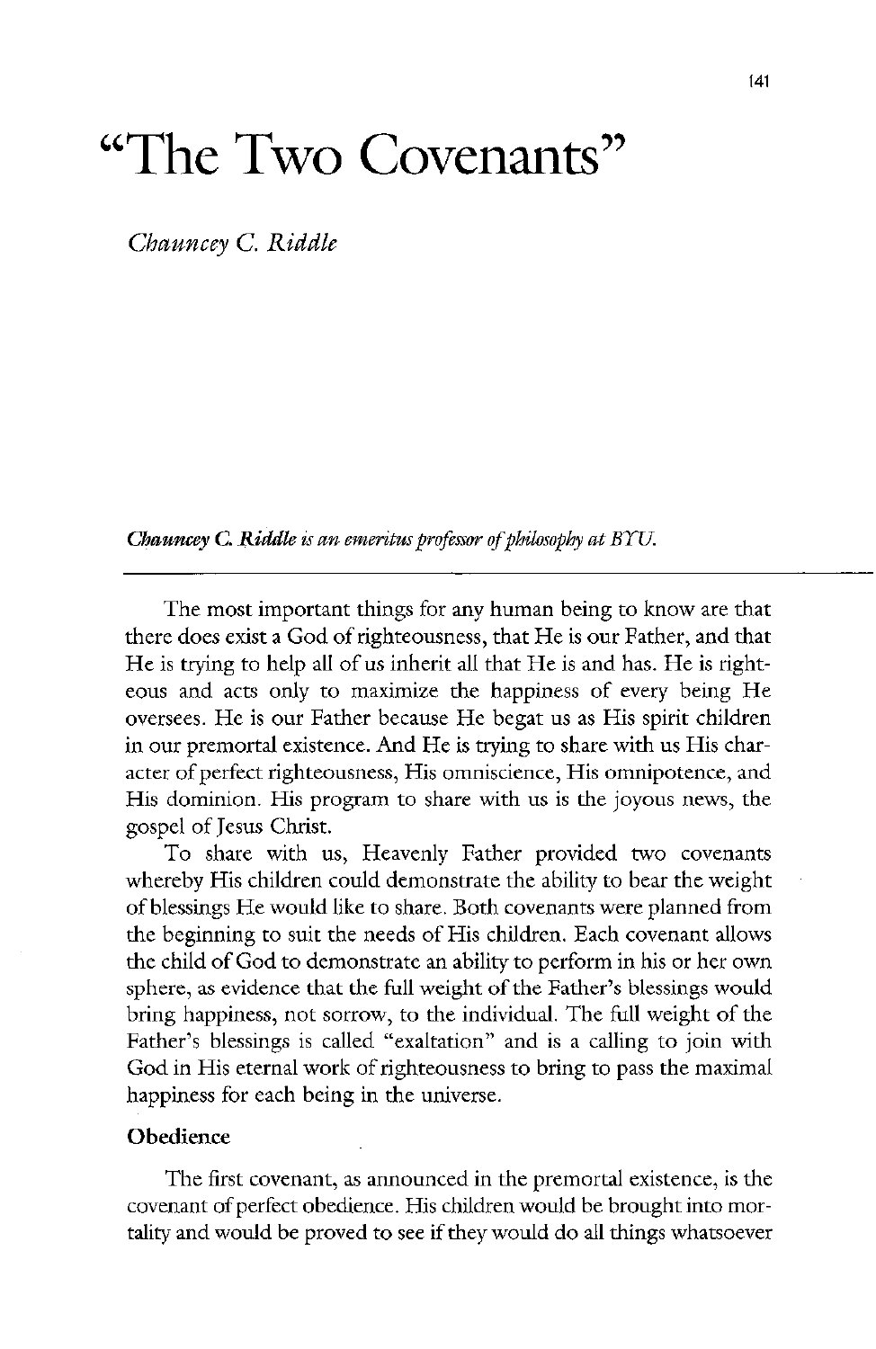# "The Two Covenants"

*Chauncey C. Riddle*

***Chauncey C. Riddle** is an emeritus professor of philosophy at BYU.*

---

The most important things for any human being to know are that there does exist a God of righteousness, that He is our Father, and that He is trying to help all of us inherit all that He is and has. He is righteous and acts only to maximize the happiness of every being He oversees. He is our Father because He begat us as His spirit children in our premortal existence. And He is trying to share with us His character of perfect righteousness, His omniscience, His omnipotence, and His dominion. His program to share with us is the joyous news, the gospel of Jesus Christ.

To share with us, Heavenly Father provided two covenants whereby His children could demonstrate the ability to bear the weight of blessings He would like to share. Both covenants were planned from the beginning to suit the needs of His children. Each covenant allows the child of God to demonstrate an ability to perform in his or her own sphere, as evidence that the full weight of the Father's blessings would bring happiness, not sorrow, to the individual. The full weight of the Father's blessings is called "exaltation" and is a calling to join with God in His eternal work of righteousness to bring to pass the maximal happiness for each being in the universe.

### Obedience

The first covenant, as announced in the premortal existence, is the covenant of perfect obedience. His children would be brought into mortality and would be proved to see if they would do all things whatsoever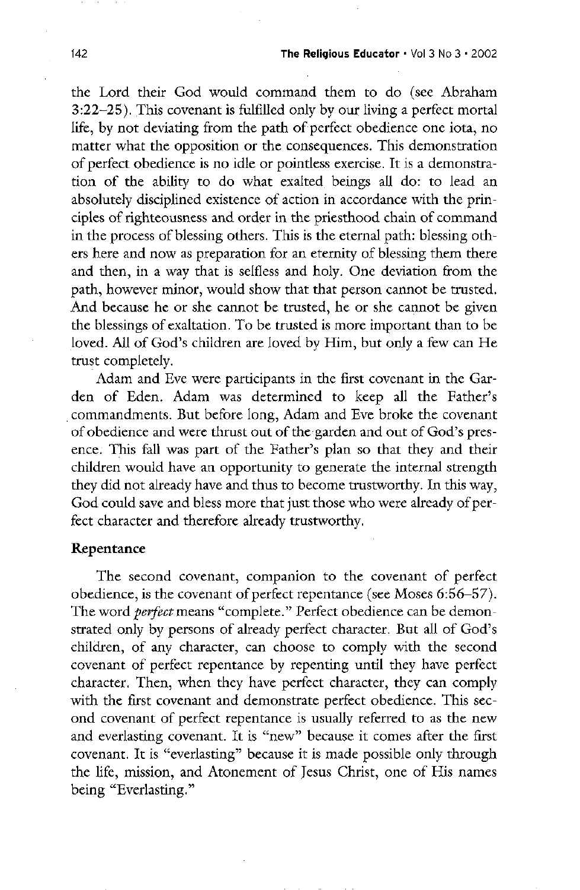the Lord their God would command them to do (see Abraham 3:22–25). This covenant is fulfilled only by our living a perfect mortal life, by not deviating from the path of perfect obedience one iota, no matter what the opposition or the consequences. This demonstration of perfect obedience is no idle or pointless exercise. It is a demonstration of the ability to do what exalted beings all do: to lead an absolutely disciplined existence of action in accordance with the principles of righteousness and order in the priesthood chain of command in the process of blessing others. This is the eternal path: blessing others here and now as preparation for an eternity of blessing them there and then, in a way that is selfless and holy. One deviation from the path, however minor, would show that that person cannot be trusted. And because he or she cannot be trusted, he or she cannot be given the blessings of exaltation. To be trusted is more important than to be loved. All of God's children are loved by Him, but only a few can He trust completely.

Adam and Eve were participants in the first covenant in the Garden of Eden. Adam was determined to keep all the Father's commandments. But before long, Adam and Eve broke the covenant of obedience and were thrust out of the garden and out of God's presence. This fall was part of the Father's plan so that they and their children would have an opportunity to generate the internal strength they did not already have and thus to become trustworthy. In this way, God could save and bless more that just those who were already of perfect character and therefore already trustworthy.

## Repentance

The second covenant, companion to the covenant of perfect obedience, is the covenant of perfect repentance (see Moses 6:56–57). The word *perfect* means "complete." Perfect obedience can be demonstrated only by persons of already perfect character. But all of God's children, of any character, can choose to comply with the second covenant of perfect repentance by repenting until they have perfect character. Then, when they have perfect character, they can comply with the first covenant and demonstrate perfect obedience. This second covenant of perfect repentance is usually referred to as the new and everlasting covenant. It is "new" because it comes after the first covenant. It is "everlasting" because it is made possible only through the life, mission, and Atonement of Jesus Christ, one of His names being "Everlasting."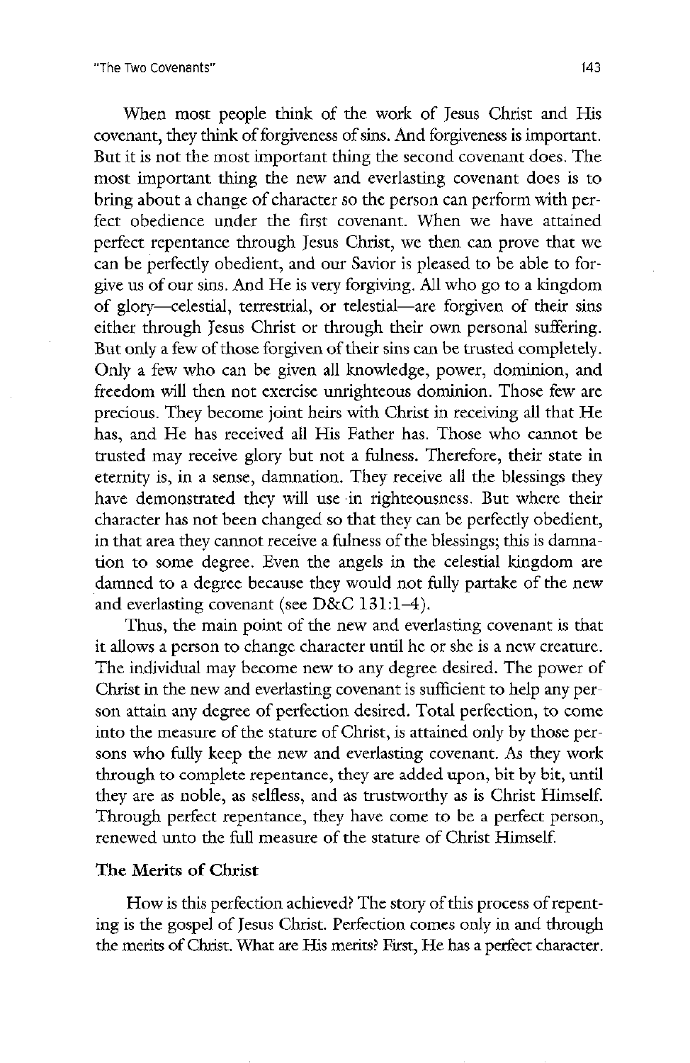When most people think of the work of Jesus Christ and His covenant, they think of forgiveness of sins. And forgiveness is important. But it is not the most important thing the second covenant does. The most important thing the new and everlasting covenant does is to bring about a change of character so the person can perform with perfect obedience under the first covenant. When we have attained perfect repentance through Jesus Christ, we then can prove that we can be perfectly obedient, and our Savior is pleased to be able to forgive us of our sins. And He is very forgiving. All who go to a kingdom of glory—celestial, terrestrial, or telestial—are forgiven of their sins either through Jesus Christ or through their own personal suffering. But only a few of those forgiven of their sins can be trusted completely. Only a few who can be given all knowledge, power, dominion, and freedom will then not exercise unrighteous dominion. Those few are precious. They become joint heirs with Christ in receiving all that He has, and He has received all His Father has. Those who cannot be trusted may receive glory but not a fulness. Therefore, their state in eternity is, in a sense, damnation. They receive all the blessings they have demonstrated they will use in righteousness. But where their character has not been changed so that they can be perfectly obedient, in that area they cannot receive a fulness of the blessings; this is damnation to some degree. Even the angels in the celestial kingdom are damned to a degree because they would not fully partake of the new and everlasting covenant (see D&C 131:1–4).

Thus, the main point of the new and everlasting covenant is that it allows a person to change character until he or she is a new creature. The individual may become new to any degree desired. The power of Christ in the new and everlasting covenant is sufficient to help any person attain any degree of perfection desired. Total perfection, to come into the measure of the stature of Christ, is attained only by those persons who fully keep the new and everlasting covenant. As they work through to complete repentance, they are added upon, bit by bit, until they are as noble, as selfless, and as trustworthy as is Christ Himself. Through perfect repentance, they have come to be a perfect person, renewed unto the full measure of the stature of Christ Himself.

### The Merits of Christ

How is this perfection achieved? The story of this process of repenting is the gospel of Jesus Christ. Perfection comes only in and through the merits of Christ. What are His merits? First, He has a perfect character.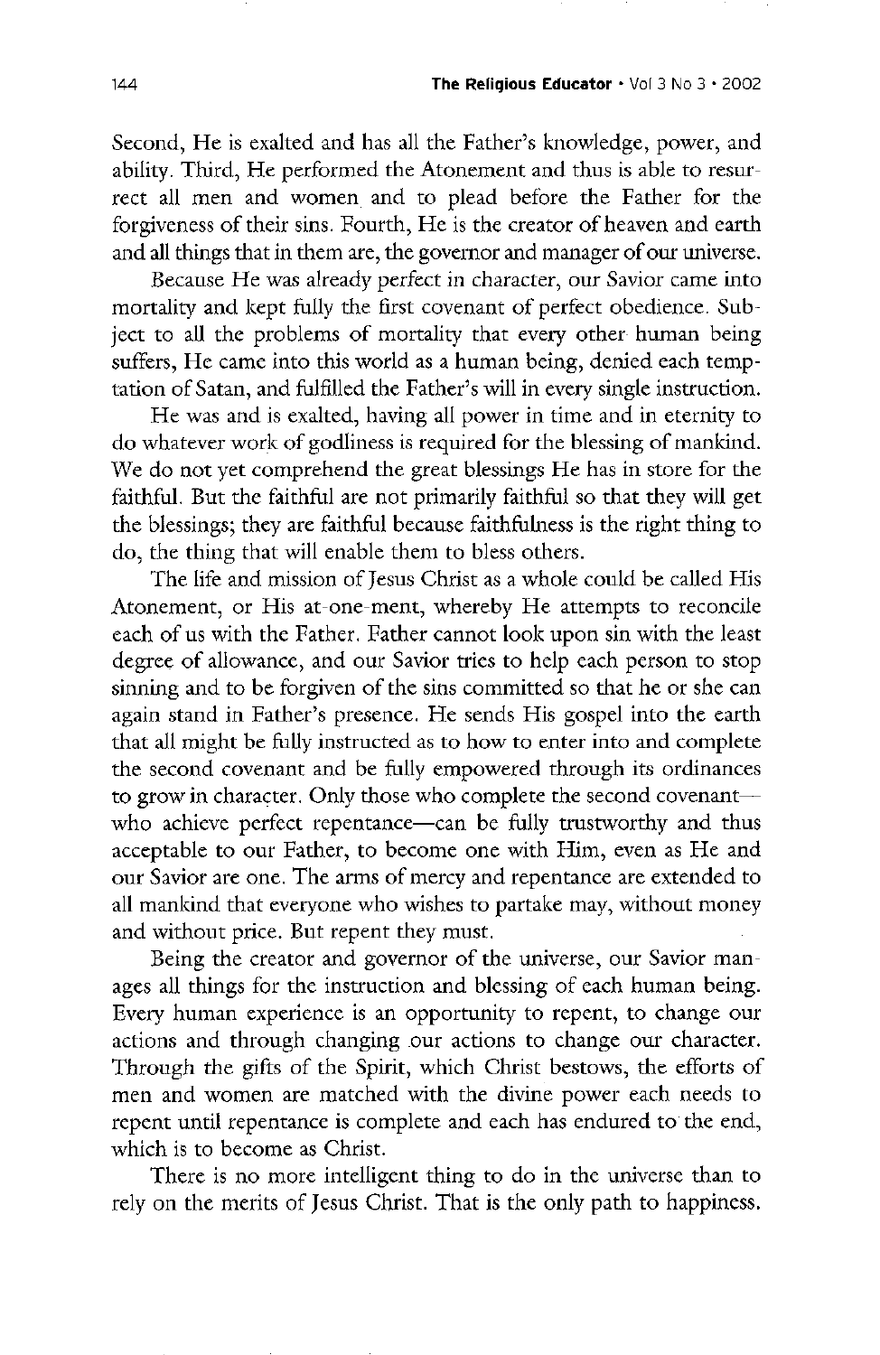Second, He is exalted and has all the Father's knowledge, power, and ability. Third, He performed the Atonement and thus is able to resurrect all men and women and to plead before the Father for the forgiveness of their sins. Fourth, He is the creator of heaven and earth and all things that in them are, the governor and manager of our universe.

Because He was already perfect in character, our Savior came into mortality and kept fully the first covenant of perfect obedience. Subject to all the problems of mortality that every other human being suffers, He came into this world as a human being, denied each temptation of Satan, and fulfilled the Father's will in every single instruction.

He was and is exalted, having all power in time and in eternity to do whatever work of godliness is required for the blessing of mankind. We do not yet comprehend the great blessings He has in store for the faithful. But the faithful are not primarily faithful so that they will get the blessings; they are faithful because faithfulness is the right thing to do, the thing that will enable them to bless others.

The life and mission of Jesus Christ as a whole could be called His Atonement, or His at-one-ment, whereby He attempts to reconcile each of us with the Father. Father cannot look upon sin with the least degree of allowance, and our Savior tries to help each person to stop sinning and to be forgiven of the sins committed so that he or she can again stand in Father's presence. He sends His gospel into the earth that all might be fully instructed as to how to enter into and complete the second covenant and be fully empowered through its ordinances to grow in character. Only those who complete the second covenant—who achieve perfect repentance—can be fully trustworthy and thus acceptable to our Father, to become one with Him, even as He and our Savior are one. The arms of mercy and repentance are extended to all mankind that everyone who wishes to partake may, without money and without price. But repent they must.

Being the creator and governor of the universe, our Savior manages all things for the instruction and blessing of each human being. Every human experience is an opportunity to repent, to change our actions and through changing our actions to change our character. Through the gifts of the Spirit, which Christ bestows, the efforts of men and women are matched with the divine power each needs to repent until repentance is complete and each has endured to the end, which is to become as Christ.

There is no more intelligent thing to do in the universe than to rely on the merits of Jesus Christ. That is the only path to happiness.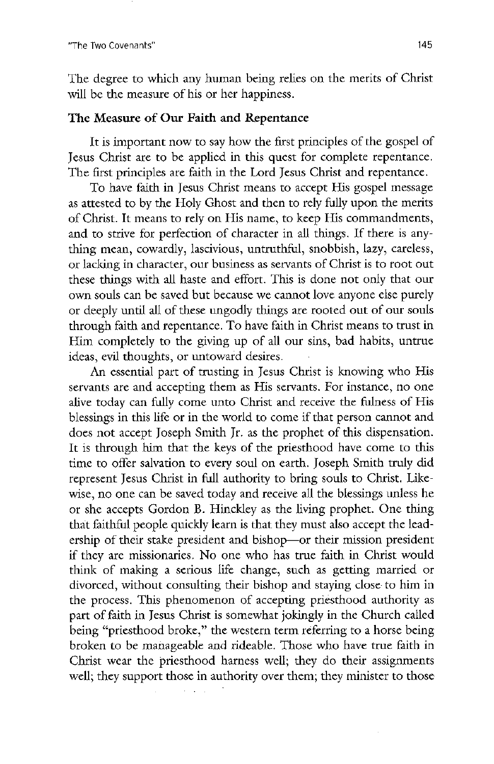The degree to which any human being relies on the merits of Christ will be the measure of his or her happiness.

### The Measure of Our Faith and Repentance

It is important now to say how the first principles of the gospel of Jesus Christ are to be applied in this quest for complete repentance. The first principles are faith in the Lord Jesus Christ and repentance.

To have faith in Jesus Christ means to accept His gospel message as attested to by the Holy Ghost and then to rely fully upon the merits of Christ. It means to rely on His name, to keep His commandments, and to strive for perfection of character in all things. If there is anything mean, cowardly, lascivious, untruthful, snobbish, lazy, careless, or lacking in character, our business as servants of Christ is to root out these things with all haste and effort. This is done not only that our own souls can be saved but because we cannot love anyone else purely or deeply until all of these ungodly things are rooted out of our souls through faith and repentance. To have faith in Christ means to trust in Him completely to the giving up of all our sins, bad habits, untrue ideas, evil thoughts, or untoward desires.

An essential part of trusting in Jesus Christ is knowing who His servants are and accepting them as His servants. For instance, no one alive today can fully come unto Christ and receive the fulness of His blessings in this life or in the world to come if that person cannot and does not accept Joseph Smith Jr. as the prophet of this dispensation. It is through him that the keys of the priesthood have come to this time to offer salvation to every soul on earth. Joseph Smith truly did represent Jesus Christ in full authority to bring souls to Christ. Likewise, no one can be saved today and receive all the blessings unless he or she accepts Gordon B. Hinckley as the living prophet. One thing that faithful people quickly learn is that they must also accept the leadership of their stake president and bishop—or their mission president if they are missionaries. No one who has true faith in Christ would think of making a serious life change, such as getting married or divorced, without consulting their bishop and staying close to him in the process. This phenomenon of accepting priesthood authority as part of faith in Jesus Christ is somewhat jokingly in the Church called being "priesthood broke," the western term referring to a horse being broken to be manageable and rideable. Those who have true faith in Christ wear the priesthood harness well; they do their assignments well; they support those in authority over them; they minister to those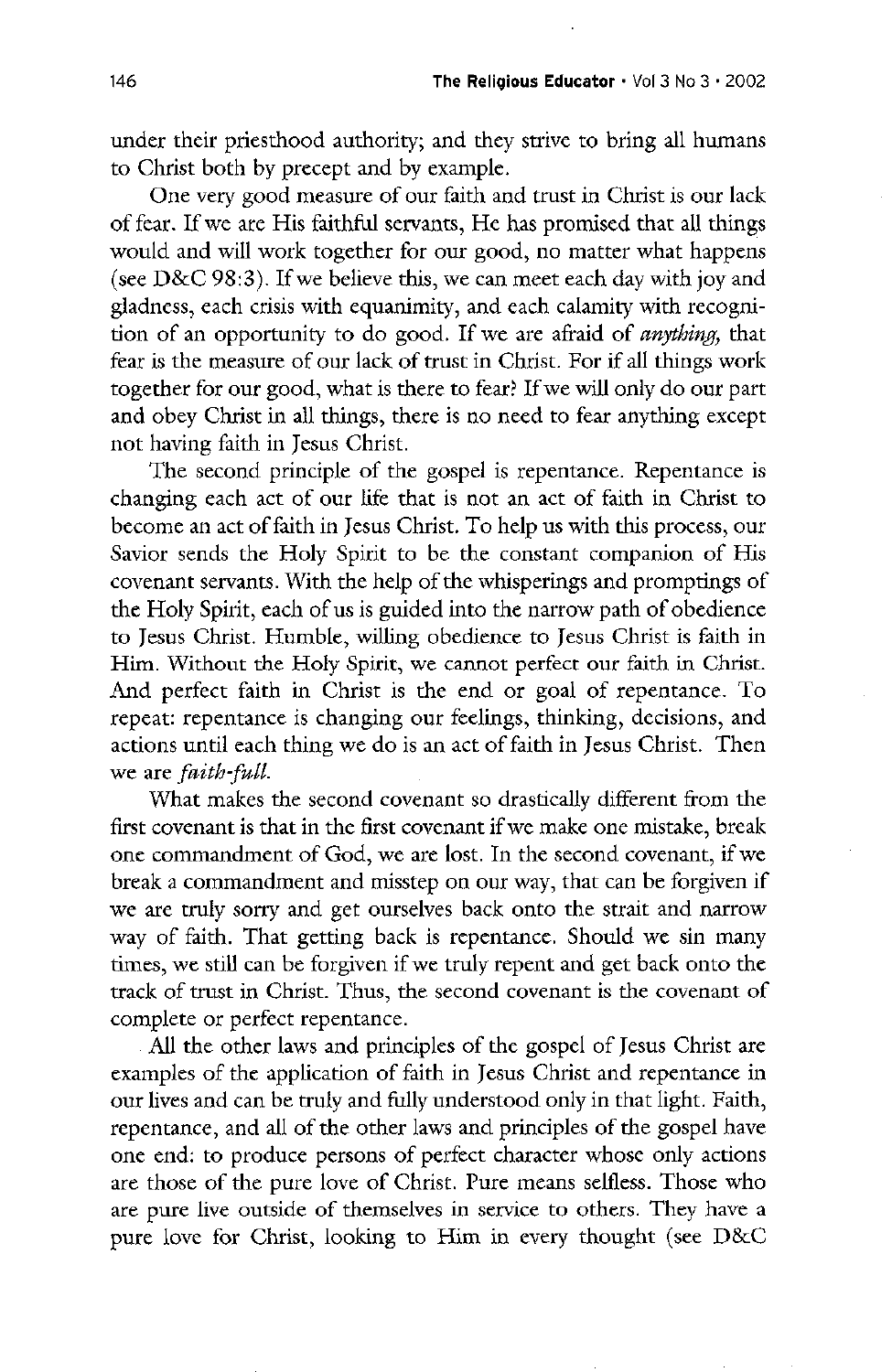under their priesthood authority; and they strive to bring all humans to Christ both by precept and by example.

One very good measure of our faith and trust in Christ is our lack of fear. If we are His faithful servants, He has promised that all things would and will work together for our good, no matter what happens (see D&C 98:3). If we believe this, we can meet each day with joy and gladness, each crisis with equanimity, and each calamity with recognition of an opportunity to do good. If we are afraid of *anything,* that fear is the measure of our lack of trust in Christ. For if all things work together for our good, what is there to fear? If we will only do our part and obey Christ in all things, there is no need to fear anything except not having faith in Jesus Christ.

The second principle of the gospel is repentance. Repentance is changing each act of our life that is not an act of faith in Christ to become an act of faith in Jesus Christ. To help us with this process, our Savior sends the Holy Spirit to be the constant companion of His covenant servants. With the help of the whisperings and promptings of the Holy Spirit, each of us is guided into the narrow path of obedience to Jesus Christ. Humble, willing obedience to Jesus Christ is faith in Him. Without the Holy Spirit, we cannot perfect our faith in Christ. And perfect faith in Christ is the end or goal of repentance. To repeat: repentance is changing our feelings, thinking, decisions, and actions until each thing we do is an act of faith in Jesus Christ. Then we are *faith-full.*

What makes the second covenant so drastically different from the first covenant is that in the first covenant if we make one mistake, break one commandment of God, we are lost. In the second covenant, if we break a commandment and misstep on our way, that can be forgiven if we are truly sorry and get ourselves back onto the strait and narrow way of faith. That getting back is repentance. Should we sin many times, we still can be forgiven if we truly repent and get back onto the track of trust in Christ. Thus, the second covenant is the covenant of complete or perfect repentance.

All the other laws and principles of the gospel of Jesus Christ are examples of the application of faith in Jesus Christ and repentance in our lives and can be truly and fully understood only in that light. Faith, repentance, and all of the other laws and principles of the gospel have one end: to produce persons of perfect character whose only actions are those of the pure love of Christ. Pure means selfless. Those who are pure live outside of themselves in service to others. They have a pure love for Christ, looking to Him in every thought (see D&C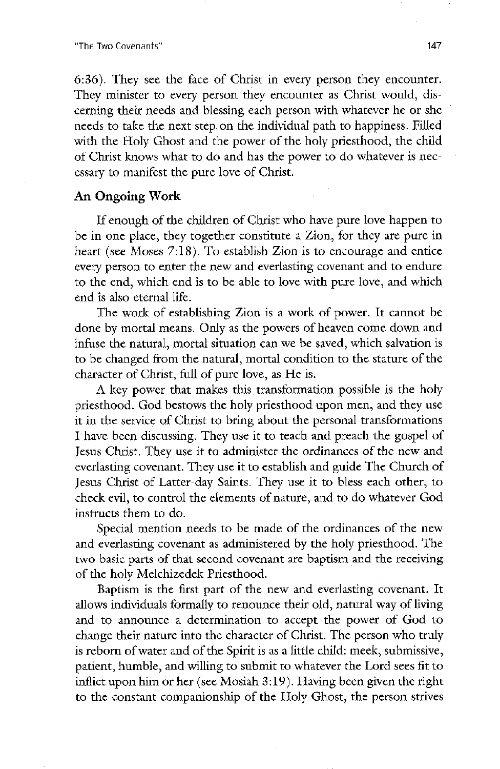6:36). They see the face of Christ in every person they encounter. They minister to every person they encounter as Christ would, discerning their needs and blessing each person with whatever he or she needs to take the next step on the individual path to happiness. Filled with the Holy Ghost and the power of the holy priesthood, the child of Christ knows what to do and has the power to do whatever is necessary to manifest the pure love of Christ.

## An Ongoing Work

If enough of the children of Christ who have pure love happen to be in one place, they together constitute a Zion, for they are pure in heart (see Moses 7:18). To establish Zion is to encourage and entice every person to enter the new and everlasting covenant and to endure to the end, which end is to be able to love with pure love, and which end is also eternal life.

The work of establishing Zion is a work of power. It cannot be done by mortal means. Only as the powers of heaven come down and infuse the natural, mortal situation can we be saved, which salvation is to be changed from the natural, mortal condition to the stature of the character of Christ, full of pure love, as He is.

A key power that makes this transformation possible is the holy priesthood. God bestows the holy priesthood upon men, and they use it in the service of Christ to bring about the personal transformations I have been discussing. They use it to teach and preach the gospel of Jesus Christ. They use it to administer the ordinances of the new and everlasting covenant. They use it to establish and guide The Church of Jesus Christ of Latter-day Saints. They use it to bless each other, to check evil, to control the elements of nature, and to do whatever God instructs them to do.

Special mention needs to be made of the ordinances of the new and everlasting covenant as administered by the holy priesthood. The two basic parts of that second covenant are baptism and the receiving of the holy Melchizedek Priesthood.

Baptism is the first part of the new and everlasting covenant. It allows individuals formally to renounce their old, natural way of living and to announce a determination to accept the power of God to change their nature into the character of Christ. The person who truly is reborn of water and of the Spirit is as a little child: meek, submissive, patient, humble, and willing to submit to whatever the Lord sees fit to inflict upon him or her (see Mosiah 3:19). Having been given the right to the constant companionship of the Holy Ghost, the person strives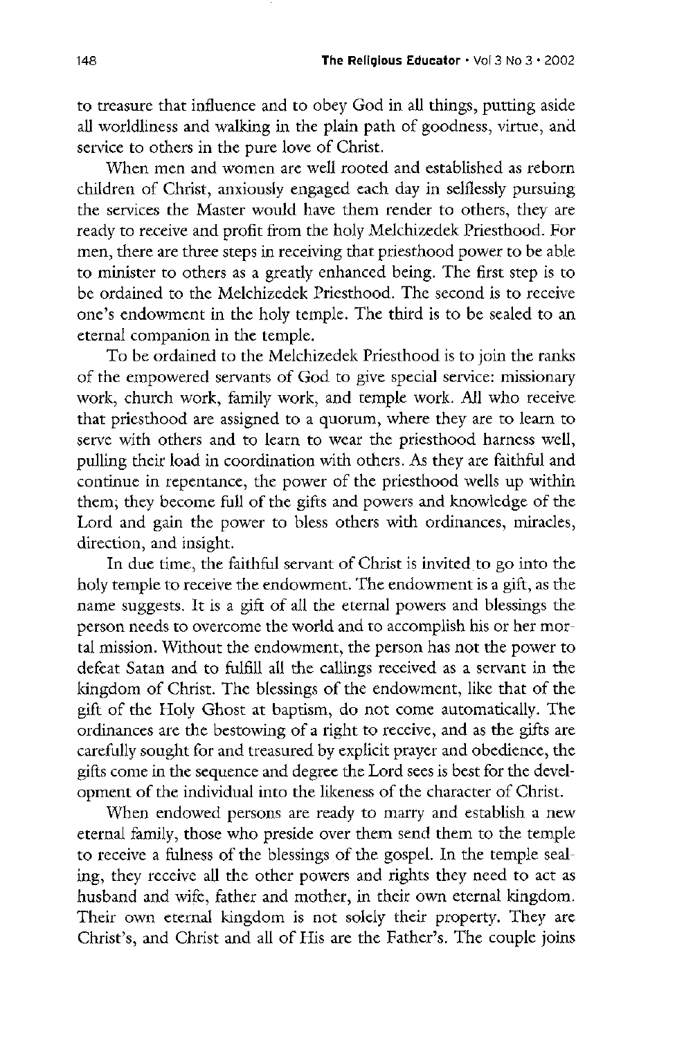to treasure that influence and to obey God in all things, putting aside all worldliness and walking in the plain path of goodness, virtue, and service to others in the pure love of Christ.

When men and women are well rooted and established as reborn children of Christ, anxiously engaged each day in selflessly pursuing the services the Master would have them render to others, they are ready to receive and profit from the holy Melchizedek Priesthood. For men, there are three steps in receiving that priesthood power to be able to minister to others as a greatly enhanced being. The first step is to be ordained to the Melchizedek Priesthood. The second is to receive one's endowment in the holy temple. The third is to be sealed to an eternal companion in the temple.

To be ordained to the Melchizedek Priesthood is to join the ranks of the empowered servants of God to give special service: missionary work, church work, family work, and temple work. All who receive that priesthood are assigned to a quorum, where they are to learn to serve with others and to learn to wear the priesthood harness well, pulling their load in coordination with others. As they are faithful and continue in repentance, the power of the priesthood wells up within them; they become full of the gifts and powers and knowledge of the Lord and gain the power to bless others with ordinances, miracles, direction, and insight.

In due time, the faithful servant of Christ is invited to go into the holy temple to receive the endowment. The endowment is a gift, as the name suggests. It is a gift of all the eternal powers and blessings the person needs to overcome the world and to accomplish his or her mortal mission. Without the endowment, the person has not the power to defeat Satan and to fulfill all the callings received as a servant in the kingdom of Christ. The blessings of the endowment, like that of the gift of the Holy Ghost at baptism, do not come automatically. The ordinances are the bestowing of a right to receive, and as the gifts are carefully sought for and treasured by explicit prayer and obedience, the gifts come in the sequence and degree the Lord sees is best for the development of the individual into the likeness of the character of Christ.

When endowed persons are ready to marry and establish a new eternal family, those who preside over them send them to the temple to receive a fulness of the blessings of the gospel. In the temple sealing, they receive all the other powers and rights they need to act as husband and wife, father and mother, in their own eternal kingdom. Their own eternal kingdom is not solely their property. They are Christ's, and Christ and all of His are the Father's. The couple joins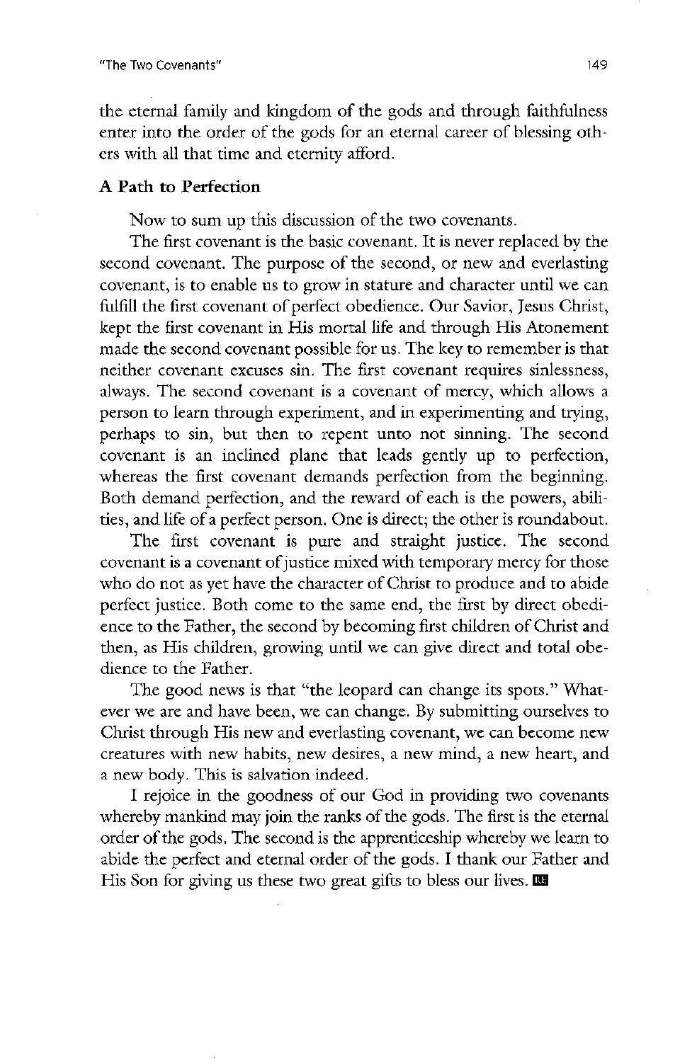the eternal family and kingdom of the gods and through faithfulness enter into the order of the gods for an eternal career of blessing others with all that time and eternity afford.

### A Path to Perfection

Now to sum up this discussion of the two covenants.

The first covenant is the basic covenant. It is never replaced by the second covenant. The purpose of the second, or new and everlasting covenant, is to enable us to grow in stature and character until we can fulfill the first covenant of perfect obedience. Our Savior, Jesus Christ, kept the first covenant in His mortal life and through His Atonement made the second covenant possible for us. The key to remember is that neither covenant excuses sin. The first covenant requires sinlessness, always. The second covenant is a covenant of mercy, which allows a person to learn through experiment, and in experimenting and trying, perhaps to sin, but then to repent unto not sinning. The second covenant is an inclined plane that leads gently up to perfection, whereas the first covenant demands perfection from the beginning. Both demand perfection, and the reward of each is the powers, abilities, and life of a perfect person. One is direct; the other is roundabout.

The first covenant is pure and straight justice. The second covenant is a covenant of justice mixed with temporary mercy for those who do not as yet have the character of Christ to produce and to abide perfect justice. Both come to the same end, the first by direct obedience to the Father, the second by becoming first children of Christ and then, as His children, growing until we can give direct and total obedience to the Father.

The good news is that "the leopard can change its spots." Whatever we are and have been, we can change. By submitting ourselves to Christ through His new and everlasting covenant, we can become new creatures with new habits, new desires, a new mind, a new heart, and a new body. This is salvation indeed.

I rejoice in the goodness of our God in providing two covenants whereby mankind may join the ranks of the gods. The first is the eternal order of the gods. The second is the apprenticeship whereby we learn to abide the perfect and eternal order of the gods. I thank our Father and His Son for giving us these two great gifts to bless our lives.